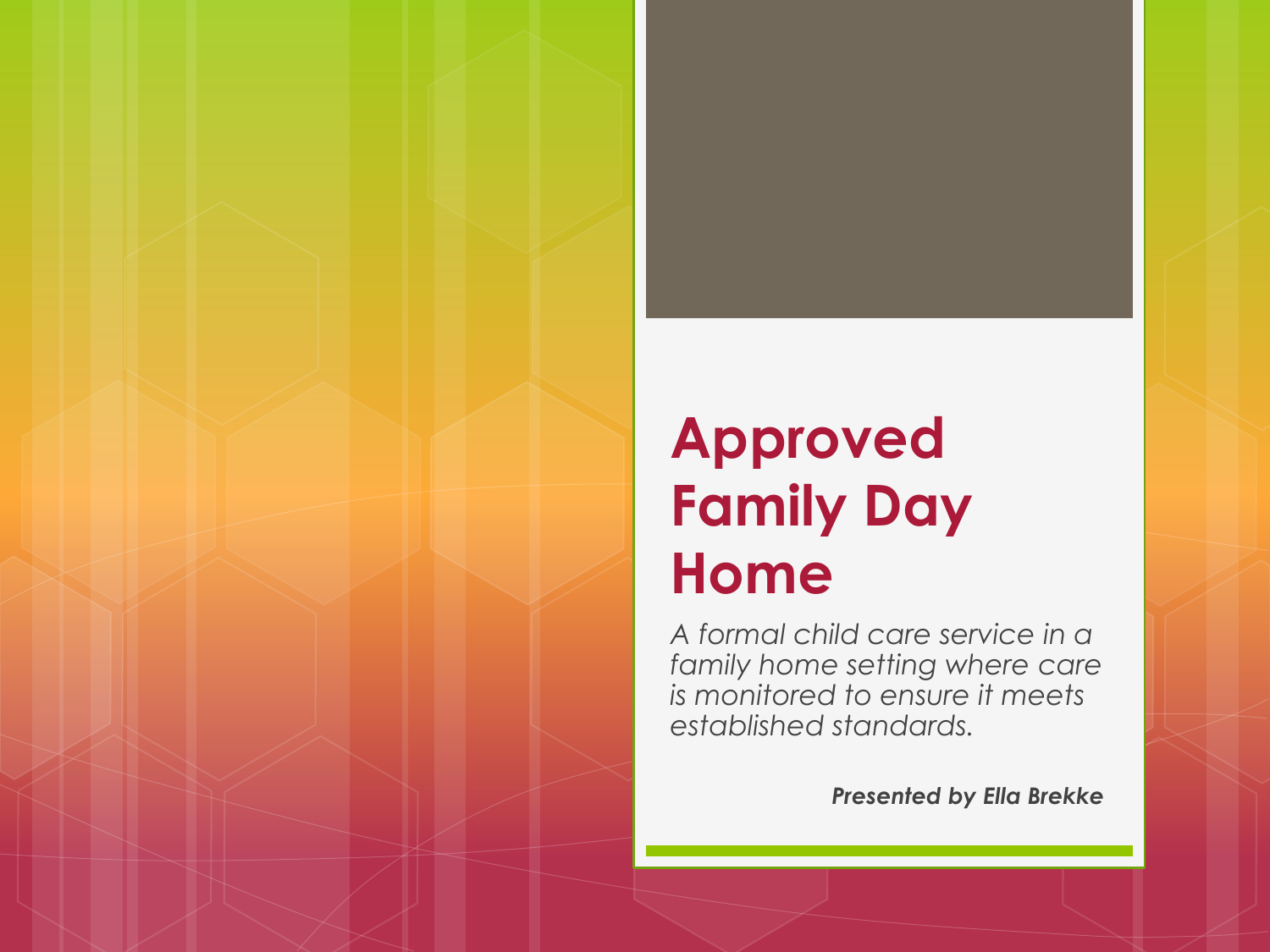# Approved Family Day Home

*A formal child care service in a family home setting where care is monitored to ensure it meets established standards.*

***Presented by Ella Brekke***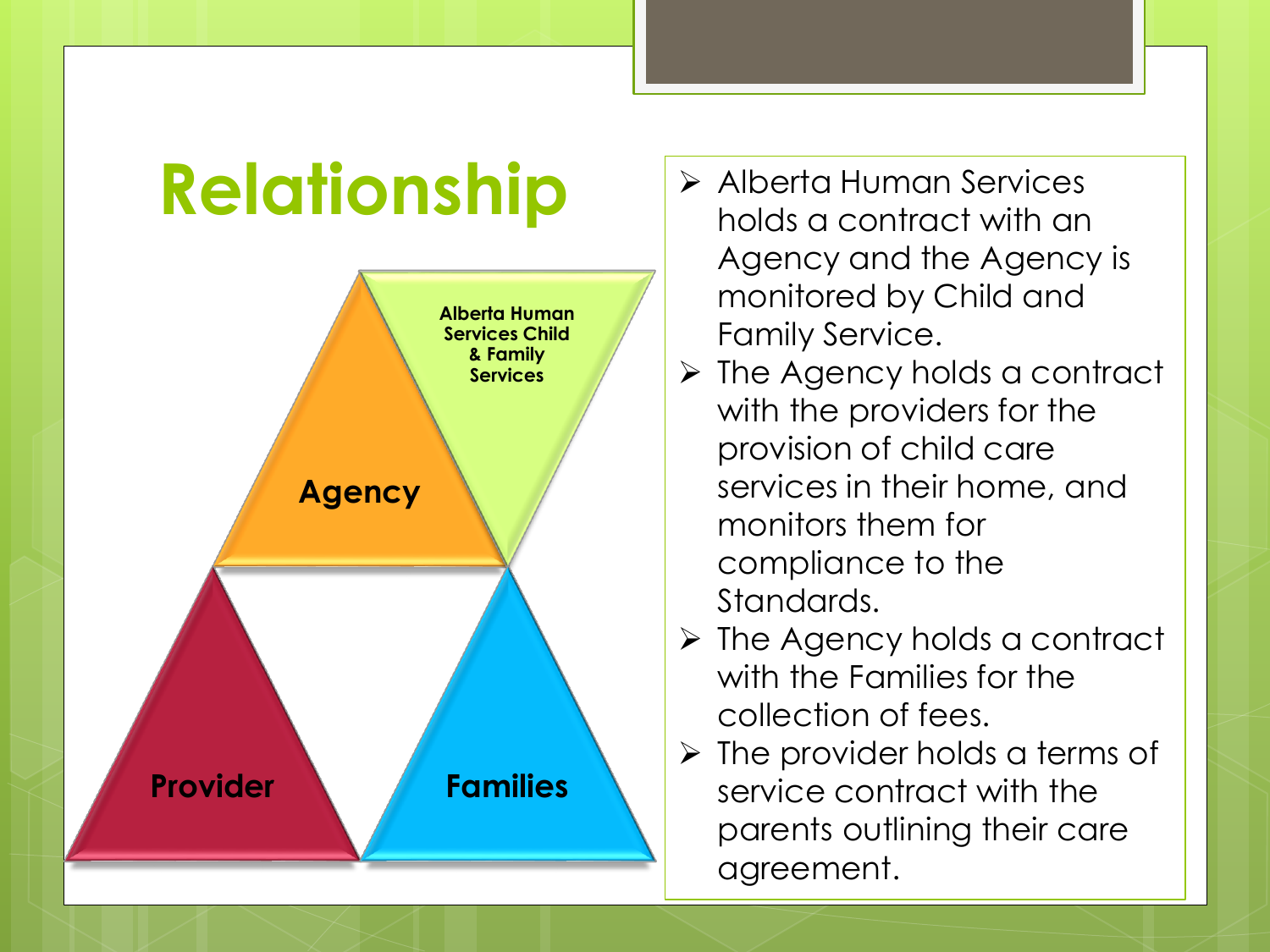# Relationship

Alberta Human Services Child & Family Services

Agency

Provider

Families

- Alberta Human Services holds a contract with an Agency and the Agency is monitored by Child and Family Service.
- The Agency holds a contract with the providers for the provision of child care services in their home, and monitors them for compliance to the Standards.
- The Agency holds a contract with the Families for the collection of fees.
- The provider holds a terms of service contract with the parents outlining their care agreement.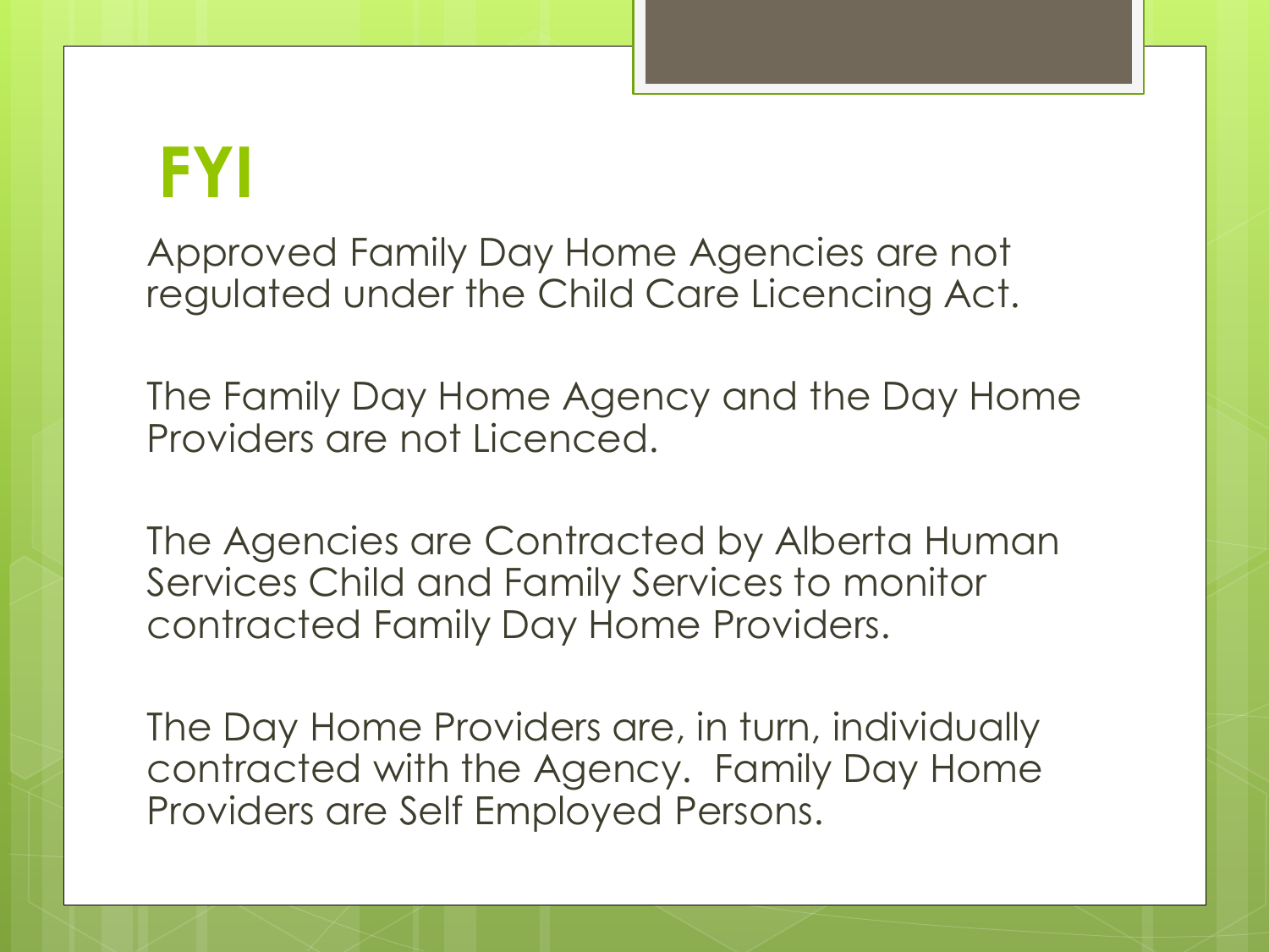# FYI

Approved Family Day Home Agencies are not regulated under the Child Care Licencing Act.

The Family Day Home Agency and the Day Home Providers are not Licenced.

The Agencies are Contracted by Alberta Human Services Child and Family Services to monitor contracted Family Day Home Providers.

The Day Home Providers are, in turn, individually contracted with the Agency. Family Day Home Providers are Self Employed Persons.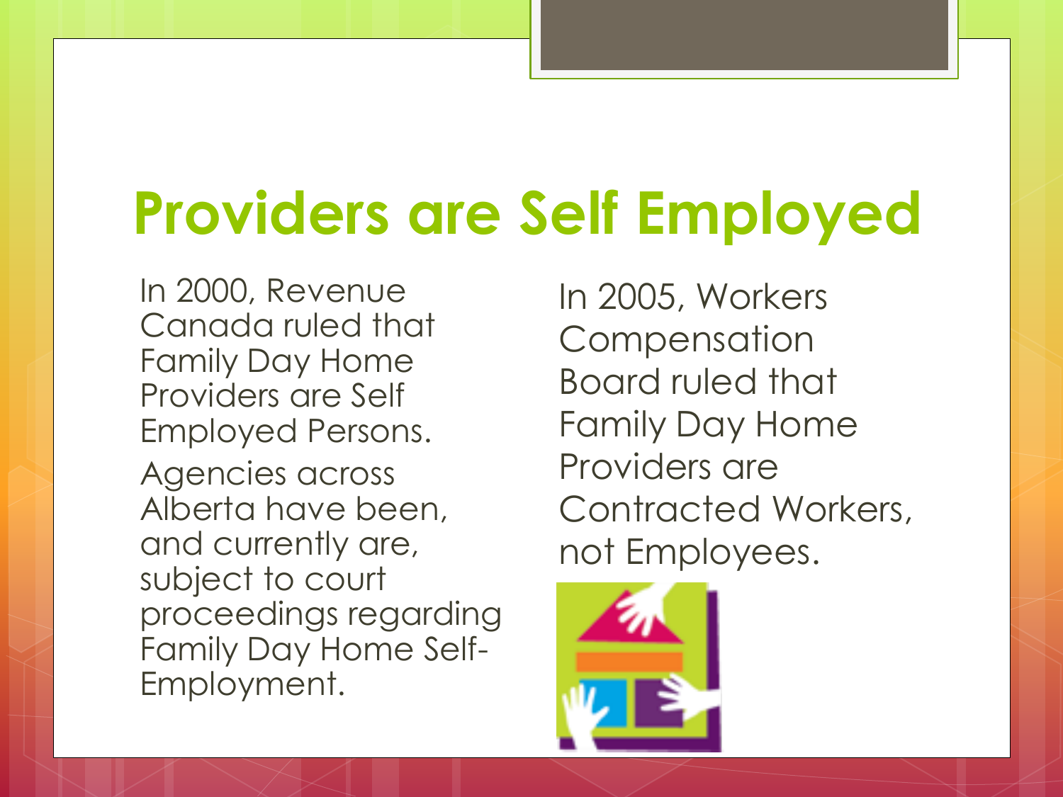# Providers are Self Employed

In 2000, Revenue Canada ruled that Family Day Home Providers are Self Employed Persons.

Agencies across Alberta have been, and currently are, subject to court proceedings regarding Family Day Home Self-Employment.

In 2005, Workers Compensation Board ruled that Family Day Home Providers are Contracted Workers, not Employees.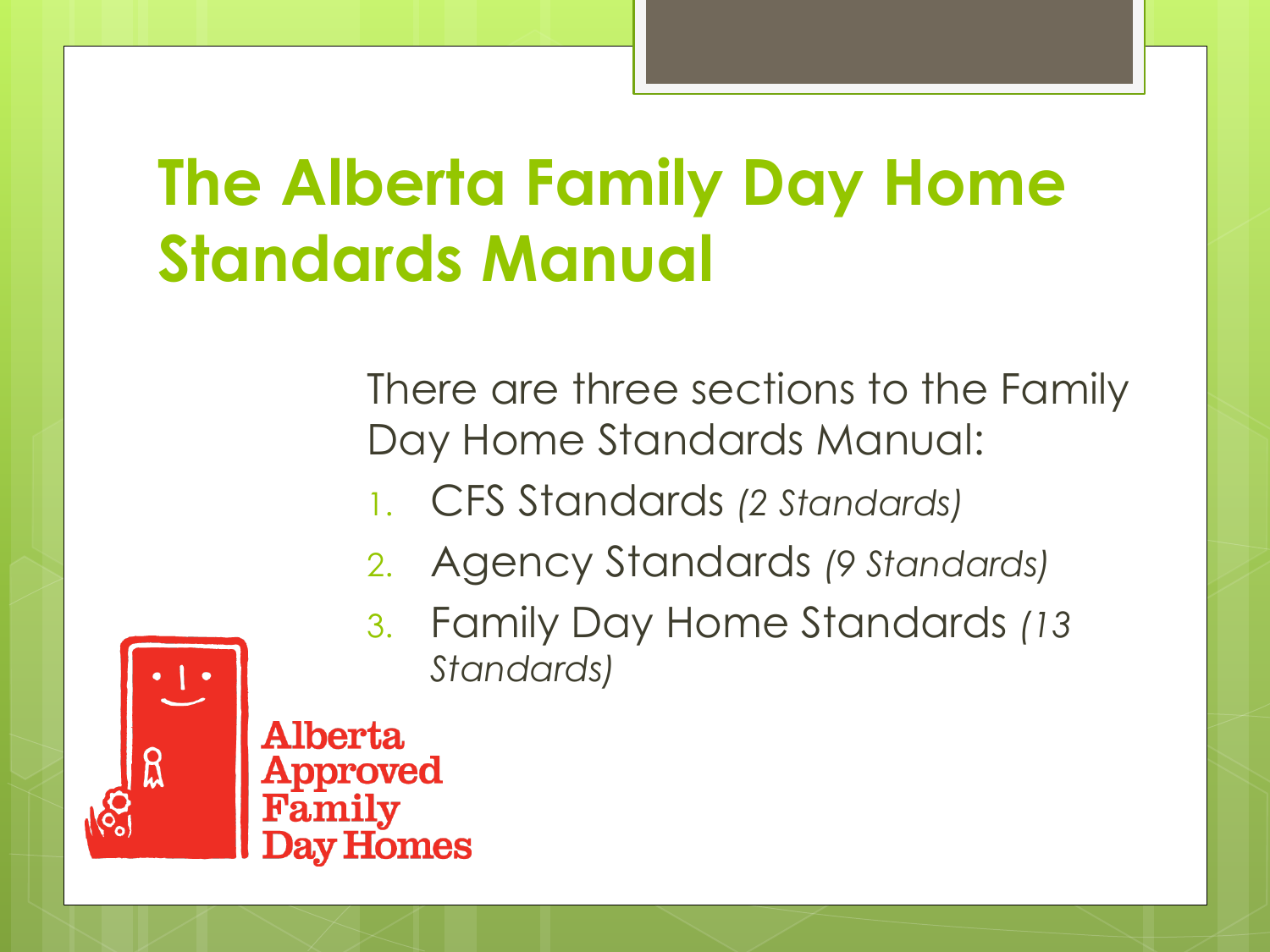# The Alberta Family Day Home Standards Manual

There are three sections to the Family Day Home Standards Manual:

1. CFS Standards *(2 Standards)*
2. Agency Standards *(9 Standards)*
3. Family Day Home Standards *(13 Standards)*

Alberta Approved Family Day Homes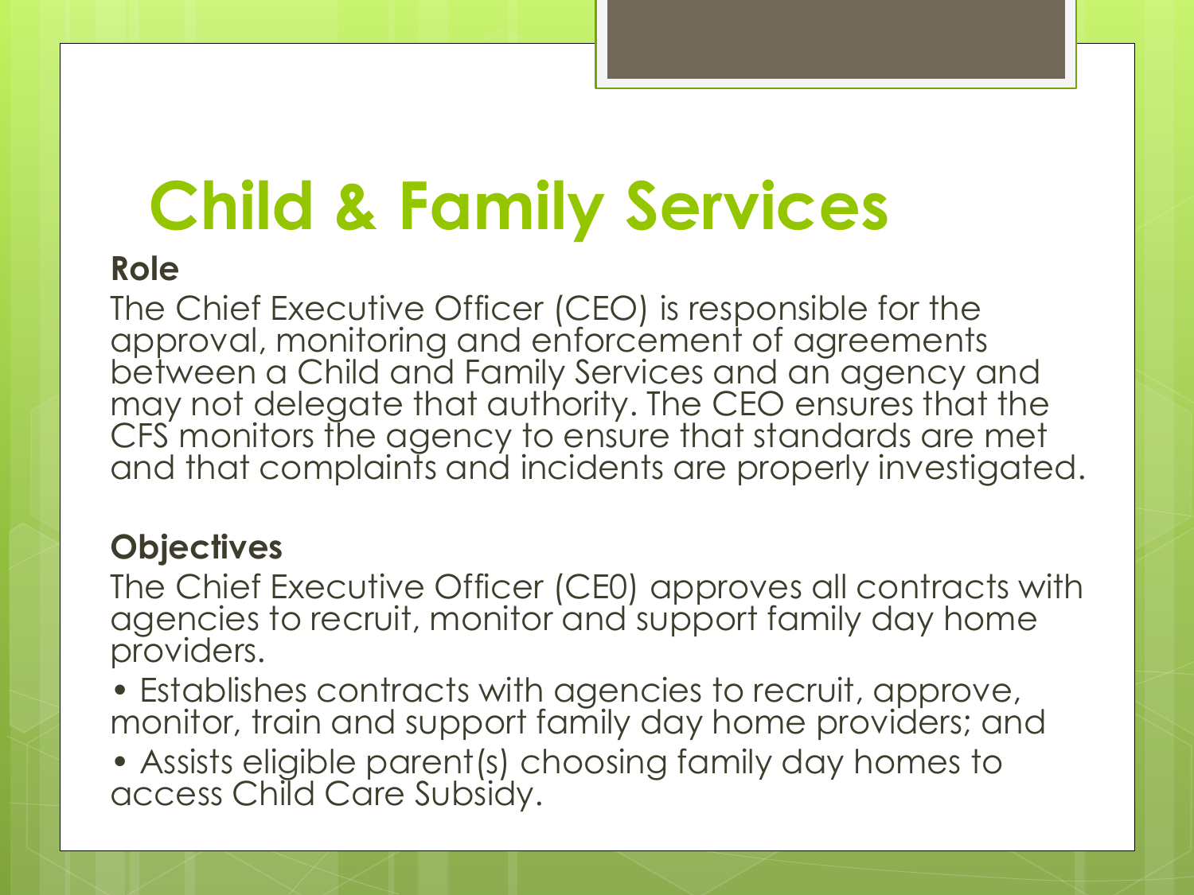# Child & Family Services

**Role**

The Chief Executive Officer (CEO) is responsible for the approval, monitoring and enforcement of agreements between a Child and Family Services and an agency and may not delegate that authority. The CEO ensures that the CFS monitors the agency to ensure that standards are met and that complaints and incidents are properly investigated.

**Objectives**

The Chief Executive Officer (CE0) approves all contracts with agencies to recruit, monitor and support family day home providers.

- Establishes contracts with agencies to recruit, approve, monitor, train and support family day home providers; and
- Assists eligible parent(s) choosing family day homes to access Child Care Subsidy.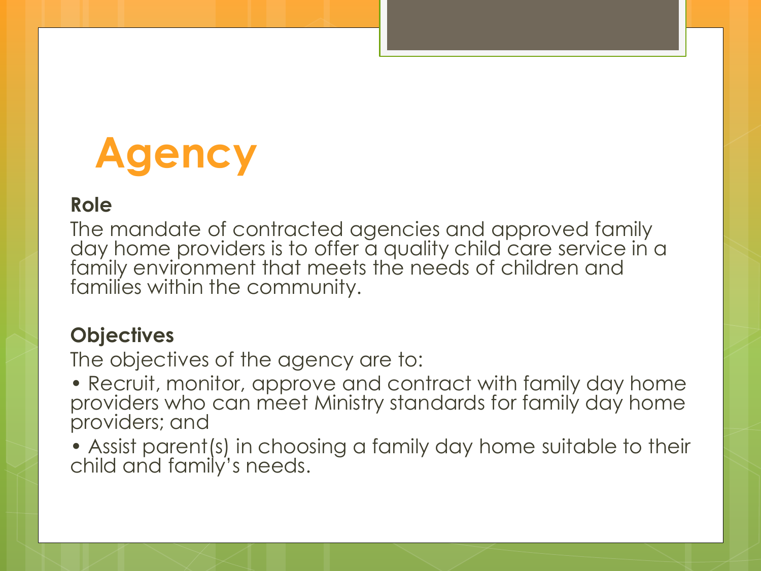# Agency

**Role**

The mandate of contracted agencies and approved family day home providers is to offer a quality child care service in a family environment that meets the needs of children and families within the community.

**Objectives**

The objectives of the agency are to:

- Recruit, monitor, approve and contract with family day home providers who can meet Ministry standards for family day home providers; and
- Assist parent(s) in choosing a family day home suitable to their child and family's needs.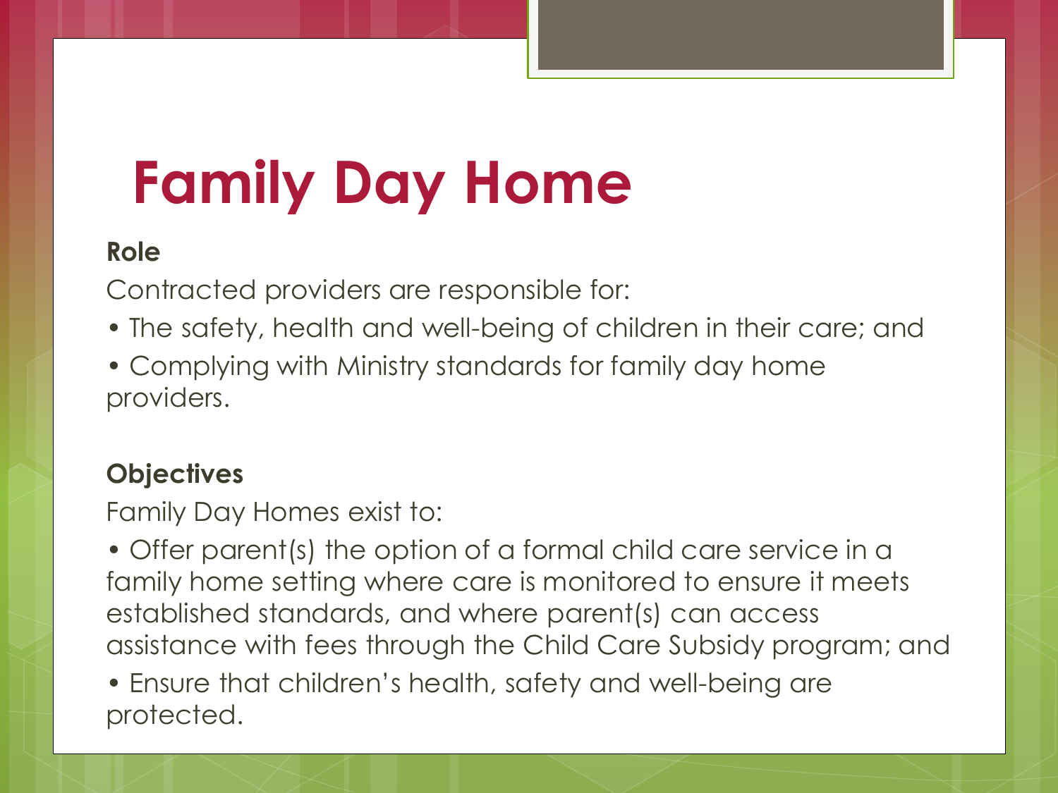# Family Day Home

**Role**

Contracted providers are responsible for:

- The safety, health and well-being of children in their care; and
- Complying with Ministry standards for family day home providers.

**Objectives**

Family Day Homes exist to:

- Offer parent(s) the option of a formal child care service in a family home setting where care is monitored to ensure it meets established standards, and where parent(s) can access assistance with fees through the Child Care Subsidy program; and
- Ensure that children's health, safety and well-being are protected.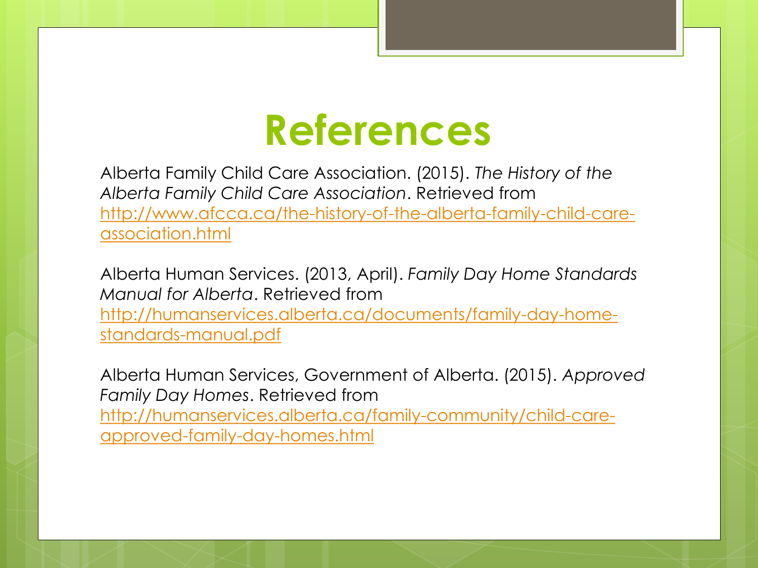# References

Alberta Family Child Care Association. (2015). *The History of the Alberta Family Child Care Association*. Retrieved from http://www.afcca.ca/the-history-of-the-alberta-family-child-care-association.html

Alberta Human Services. (2013, April). *Family Day Home Standards Manual for Alberta*. Retrieved from http://humanservices.alberta.ca/documents/family-day-home-standards-manual.pdf

Alberta Human Services, Government of Alberta. (2015). *Approved Family Day Homes*. Retrieved from http://humanservices.alberta.ca/family-community/child-care-approved-family-day-homes.html